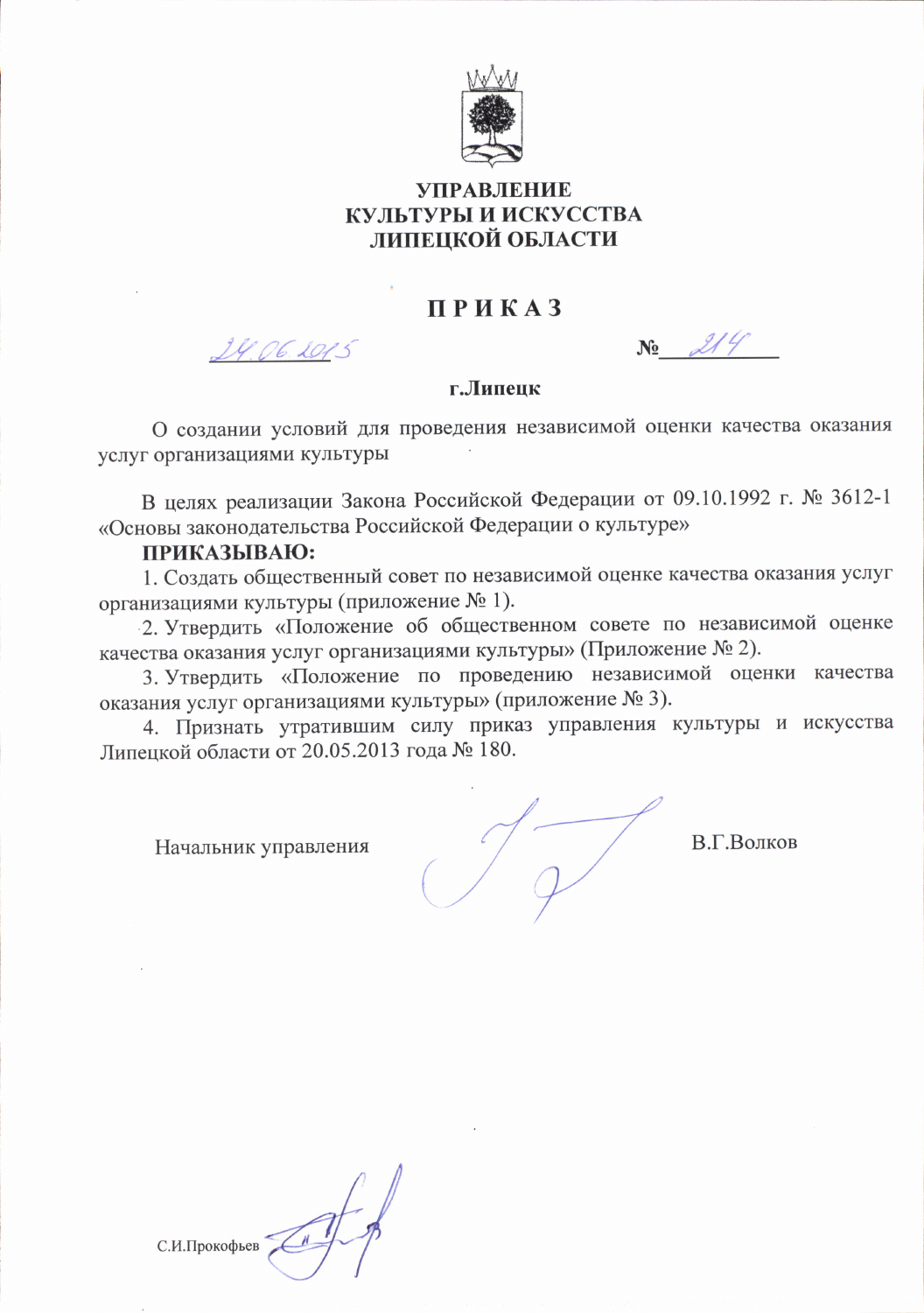**УПРАВЛЕНИЕ**
**КУЛЬТУРЫ И ИСКУССТВА**
**ЛИПЕЦКОЙ ОБЛАСТИ**

# П Р И К А З

24.06.2015 № 214

**г.Липецк**

О создании условий для проведения независимой оценки качества оказания услуг организациями культуры

В целях реализации Закона Российской Федерации от 09.10.1992 г. № 3612-1 «Основы законодательства Российской Федерации о культуре»

**ПРИКАЗЫВАЮ:**

1. Создать общественный совет по независимой оценке качества оказания услуг организациями культуры (приложение № 1).
2. Утвердить «Положение об общественном совете по независимой оценке качества оказания услуг организациями культуры» (Приложение № 2).
3. Утвердить «Положение по проведению независимой оценки качества оказания услуг организациями культуры» (приложение № 3).
4. Признать утратившим силу приказ управления культуры и искусства Липецкой области от 20.05.2013 года № 180.

Начальник управления В.Г.Волков

С.И.Прокофьев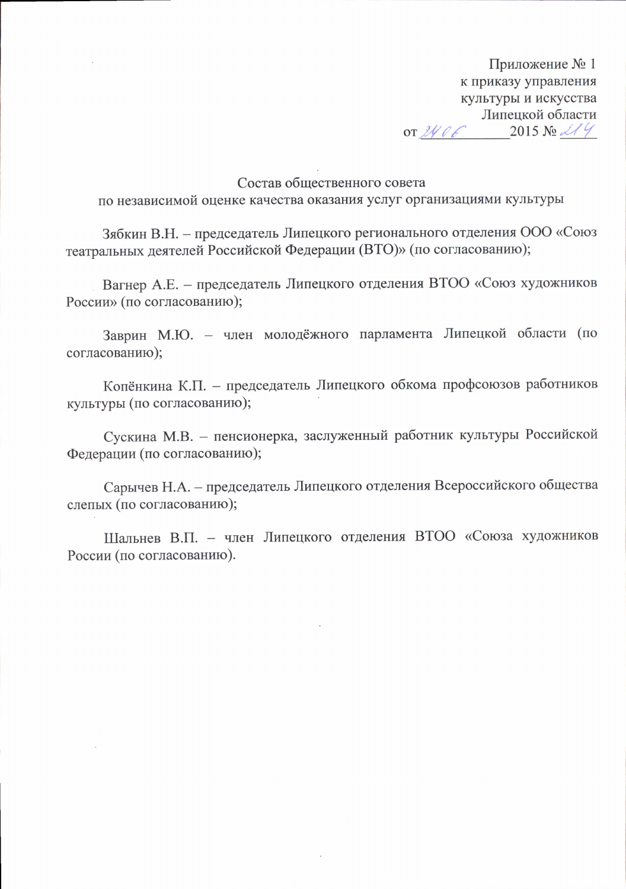Приложение № 1
к приказу управления
культуры и искусства
Липецкой области
от 24.06 2015 № 214

Состав общественного совета
по независимой оценке качества оказания услуг организациями культуры

Зябкин В.Н. – председатель Липецкого регионального отделения ООО «Союз театральных деятелей Российской Федерации (ВТО)» (по согласованию);

Вагнер А.Е. – председатель Липецкого отделения ВТОО «Союз художников России» (по согласованию);

Заврин М.Ю. – член молодёжного парламента Липецкой области (по согласованию);

Копёнкина К.П. – председатель Липецкого обкома профсоюзов работников культуры (по согласованию);

Сускина М.В. – пенсионерка, заслуженный работник культуры Российской Федерации (по согласованию);

Сарычев Н.А. – председатель Липецкого отделения Всероссийского общества слепых (по согласованию);

Шальнев В.П. – член Липецкого отделения ВТОО «Союза художников России (по согласованию).